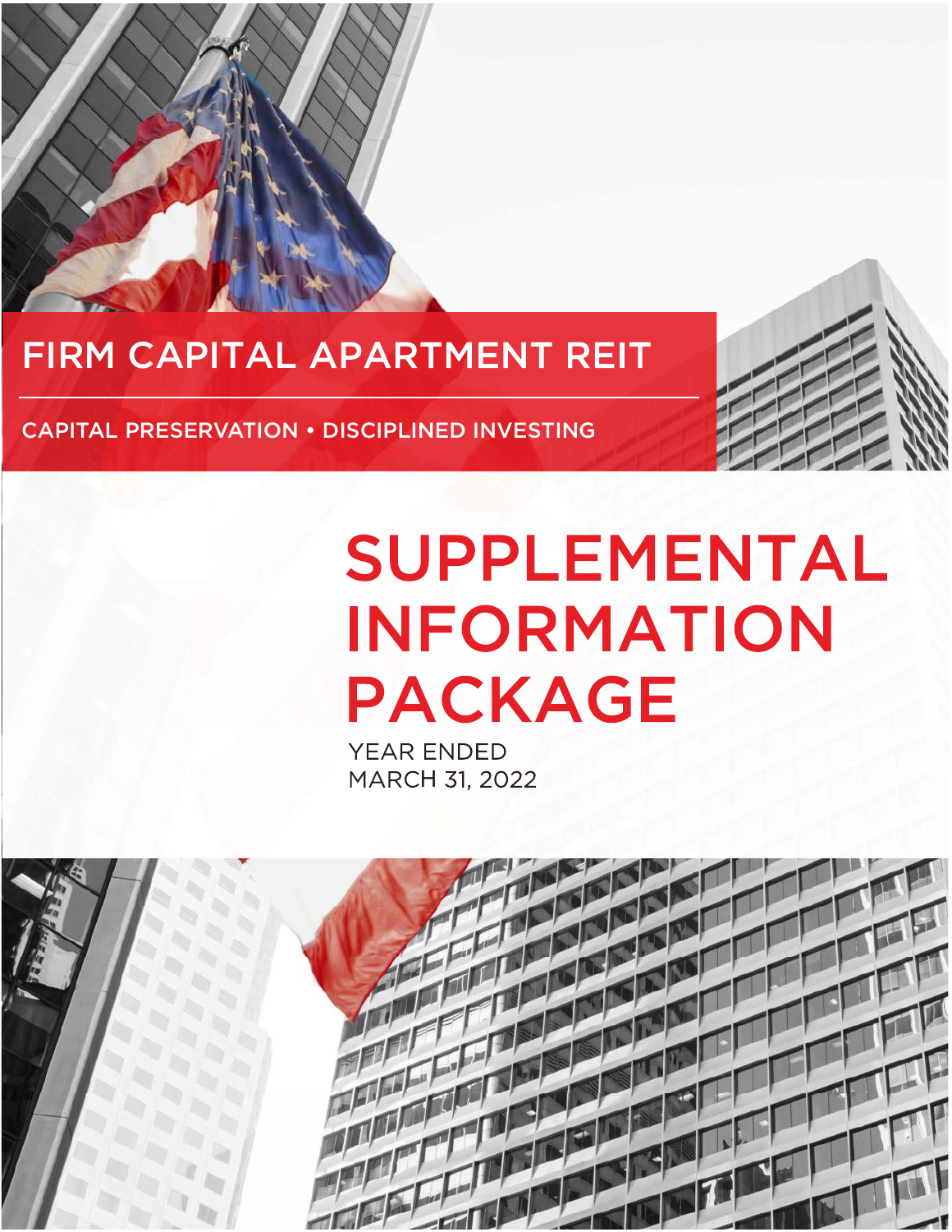# FIRM CAPITAL APARTMENT REIT

CAPITAL PRESERVATION • DISCIPLINED INVESTING

# SUPPLEMENTAL INFORMATION PACKAGE

YEAR ENDED
MARCH 31, 2022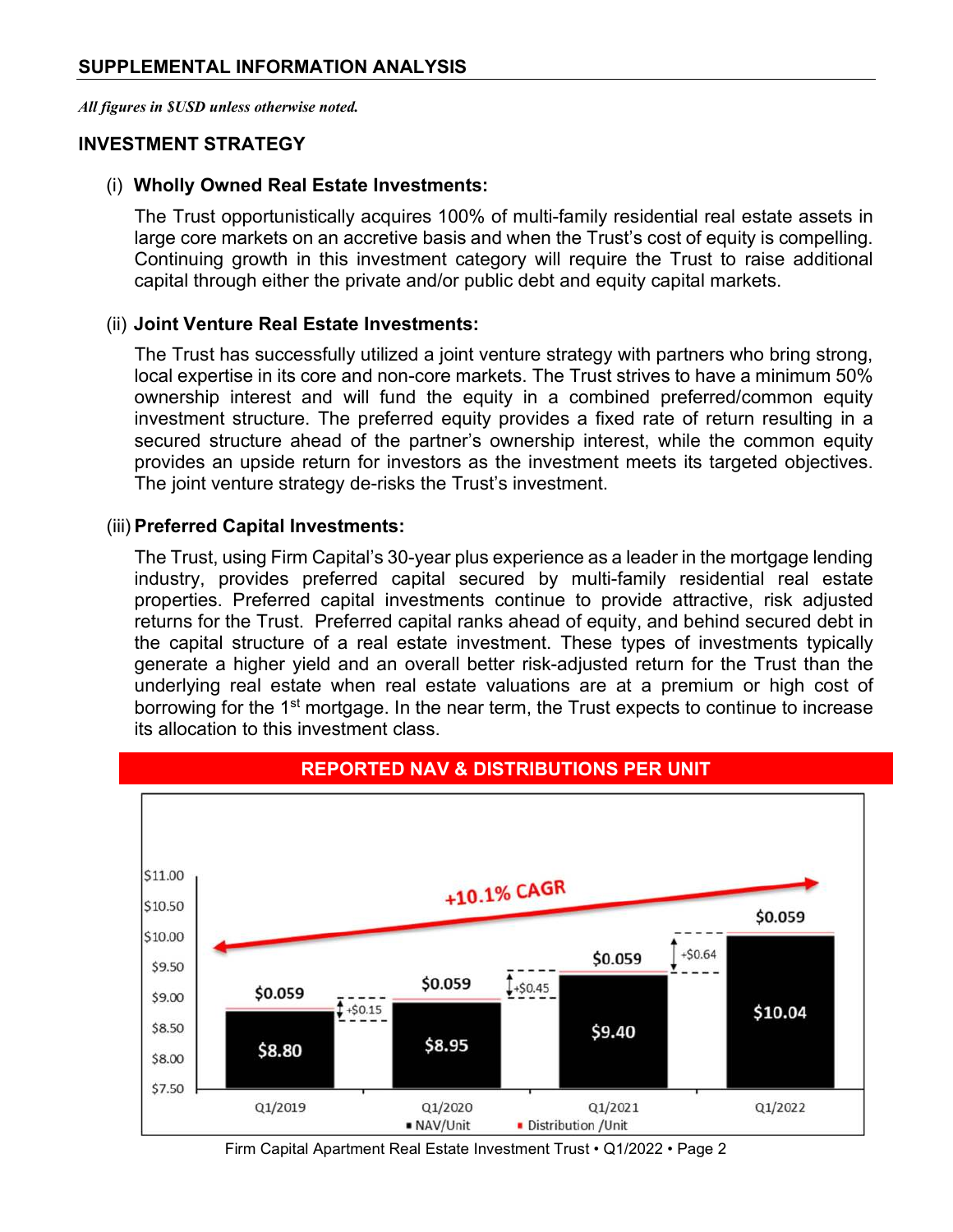## SUPPLEMENTAL INFORMATION ANALYSIS

*All figures in $USD unless otherwise noted.*

### INVESTMENT STRATEGY

(i) **Wholly Owned Real Estate Investments:**

The Trust opportunistically acquires 100% of multi-family residential real estate assets in large core markets on an accretive basis and when the Trust's cost of equity is compelling. Continuing growth in this investment category will require the Trust to raise additional capital through either the private and/or public debt and equity capital markets.

(ii) **Joint Venture Real Estate Investments:**

The Trust has successfully utilized a joint venture strategy with partners who bring strong, local expertise in its core and non-core markets. The Trust strives to have a minimum 50% ownership interest and will fund the equity in a combined preferred/common equity investment structure. The preferred equity provides a fixed rate of return resulting in a secured structure ahead of the partner's ownership interest, while the common equity provides an upside return for investors as the investment meets its targeted objectives. The joint venture strategy de-risks the Trust's investment.

(iii) **Preferred Capital Investments:**

The Trust, using Firm Capital's 30-year plus experience as a leader in the mortgage lending industry, provides preferred capital secured by multi-family residential real estate properties. Preferred capital investments continue to provide attractive, risk adjusted returns for the Trust. Preferred capital ranks ahead of equity, and behind secured debt in the capital structure of a real estate investment. These types of investments typically generate a higher yield and an overall better risk-adjusted return for the Trust than the underlying real estate when real estate valuations are at a premium or high cost of borrowing for the 1st mortgage. In the near term, the Trust expects to continue to increase its allocation to this investment class.

**REPORTED NAV & DISTRIBUTIONS PER UNIT**

+10.1% CAGR

| | Q1/2019 | Q1/2020 | Q1/2021 | Q1/2022 |
|---|---|---|---|---|
| NAV/Unit | $8.80 | $8.95 | $9.40 | $10.04 |
| Distribution /Unit | $0.059 | $0.059 | $0.059 | $0.059 |
| Change in NAV/Unit | | +$0.15 | +$0.45 | +$0.64 |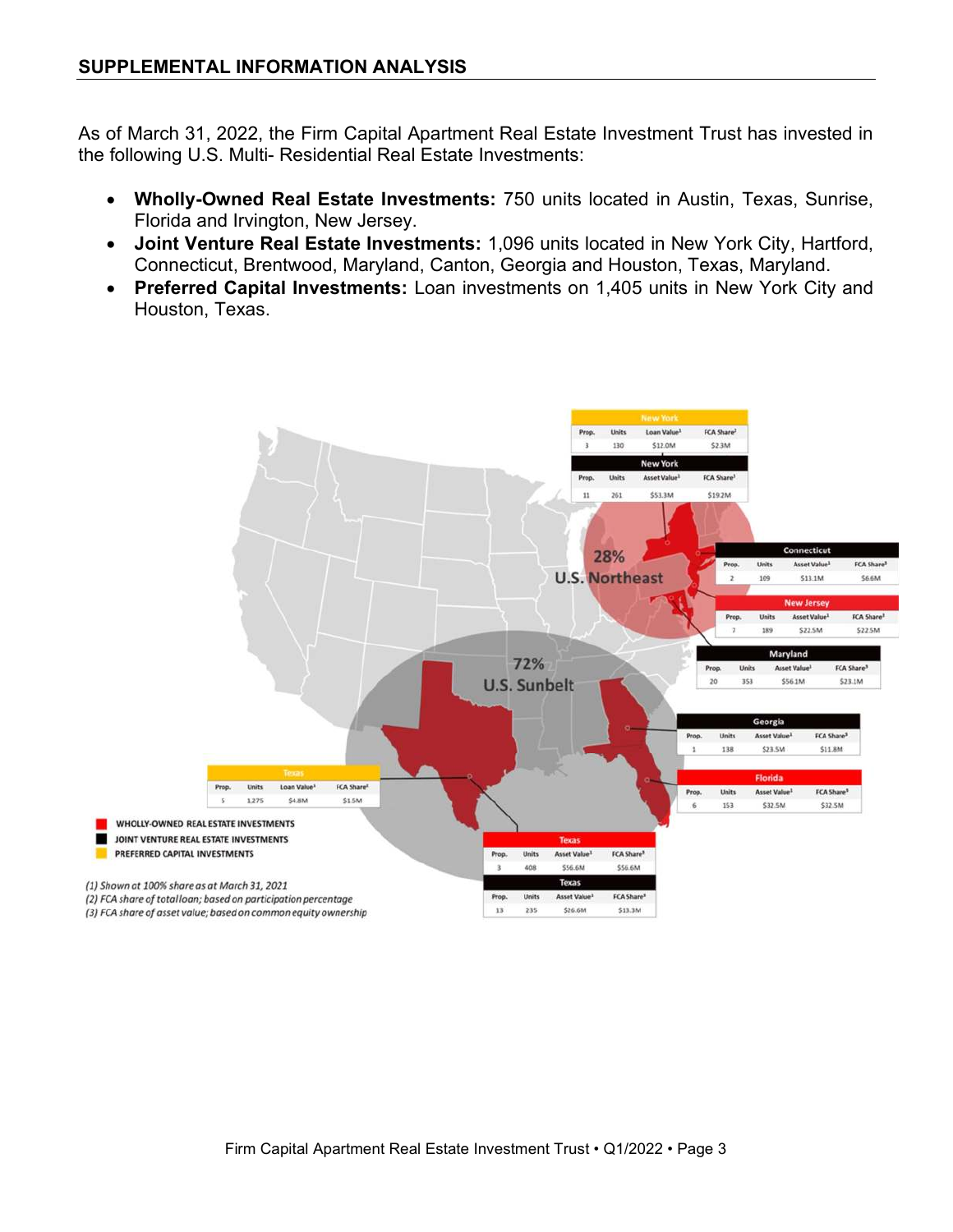## SUPPLEMENTAL INFORMATION ANALYSIS

As of March 31, 2022, the Firm Capital Apartment Real Estate Investment Trust has invested in the following U.S. Multi- Residential Real Estate Investments:

- **Wholly-Owned Real Estate Investments:** 750 units located in Austin, Texas, Sunrise, Florida and Irvington, New Jersey.
- **Joint Venture Real Estate Investments:** 1,096 units located in New York City, Hartford, Connecticut, Brentwood, Maryland, Canton, Georgia and Houston, Texas, Maryland.
- **Preferred Capital Investments:** Loan investments on 1,405 units in New York City and Houston, Texas.

28% U.S. Northeast

72% U.S. Sunbelt

**New York** (Preferred Capital Investments)

| Prop. | Units | Loan Value[1] | FCA Share[2] |
|---|---|---|---|
| 3 | 130 | $12.0M | $2.3M |

**New York** (Joint Venture Real Estate Investments)

| Prop. | Units | Asset Value[1] | FCA Share[3] |
|---|---|---|---|
| 11 | 261 | $53.3M | $19.2M |

**Connecticut** (Joint Venture Real Estate Investments)

| Prop. | Units | Asset Value[1] | FCA Share[3] |
|---|---|---|---|
| 2 | 109 | $11.1M | $6.6M |

**New Jersey** (Wholly-Owned Real Estate Investments)

| Prop. | Units | Asset Value[1] | FCA Share[3] |
|---|---|---|---|
| 7 | 189 | $22.5M | $22.5M |

**Maryland** (Joint Venture Real Estate Investments)

| Prop. | Units | Asset Value[1] | FCA Share[3] |
|---|---|---|---|
| 20 | 353 | $56.1M | $23.1M |

**Georgia** (Joint Venture Real Estate Investments)

| Prop. | Units | Asset Value[1] | FCA Share[3] |
|---|---|---|---|
| 1 | 138 | $23.5M | $11.8M |

**Florida** (Wholly-Owned Real Estate Investments)

| Prop. | Units | Asset Value[1] | FCA Share[3] |
|---|---|---|---|
| 6 | 153 | $32.5M | $32.5M |

**Texas** (Preferred Capital Investments)

| Prop. | Units | Loan Value[1] | FCA Share[2] |
|---|---|---|---|
| 5 | 1,275 | $4.8M | $1.5M |

**Texas** (Wholly-Owned Real Estate Investments)

| Prop. | Units | Asset Value[1] | FCA Share[3] |
|---|---|---|---|
| 3 | 408 | $56.6M | $56.6M |

**Texas** (Joint Venture Real Estate Investments)

| Prop. | Units | Asset Value[1] | FCA Share[3] |
|---|---|---|---|
| 13 | 235 | $26.6M | $13.3M |

- WHOLLY-OWNED REAL ESTATE INVESTMENTS
- JOINT VENTURE REAL ESTATE INVESTMENTS
- PREFERRED CAPITAL INVESTMENTS

*(1) Shown at 100% share as at March 31, 2021*
*(2) FCA share of total loan; based on participation percentage*
*(3) FCA share of asset value; based on common equity ownership*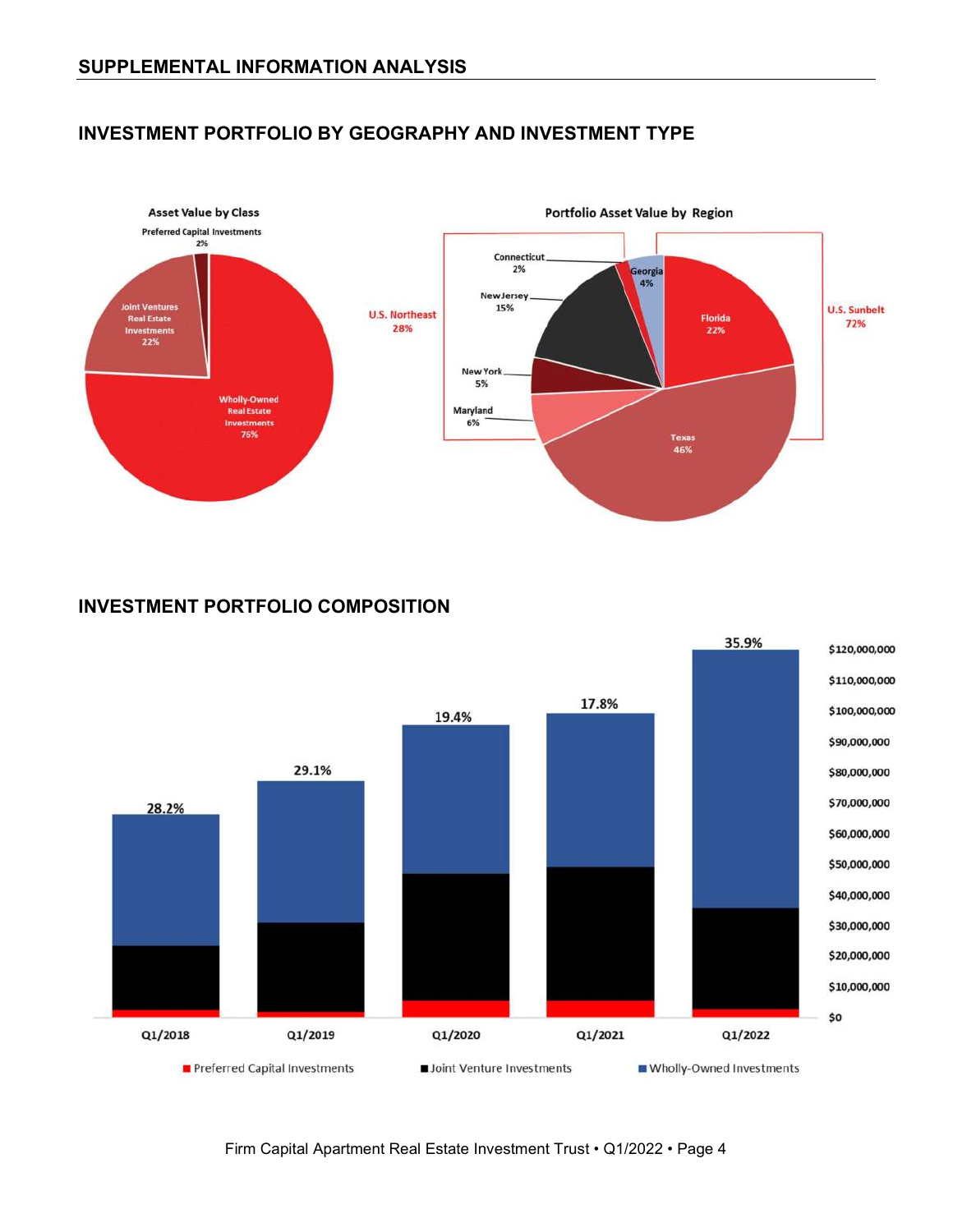## SUPPLEMENTAL INFORMATION ANALYSIS

### INVESTMENT PORTFOLIO BY GEOGRAPHY AND INVESTMENT TYPE

**Asset Value by Class**

- Preferred Capital Investments 2%
- Joint Ventures Real Estate Investments 22%
- Wholly-Owned Real Estate Investments 76%

**Portfolio Asset Value by Region**

U.S. Northeast 28%
- Connecticut 2%
- New Jersey 15%
- New York 5%
- Maryland 6%

U.S. Sunbelt 72%
- Georgia 4%
- Florida 22%
- Texas 46%

### INVESTMENT PORTFOLIO COMPOSITION

| | Q1/2018 | Q1/2019 | Q1/2020 | Q1/2021 | Q1/2022 |
|---|---|---|---|---|---|
| Label | 28.2% | 29.1% | 19.4% | 17.8% | 35.9% |

Legend: Preferred Capital Investments; Joint Venture Investments; Wholly-Owned Investments

Axis: $0 – $120,000,000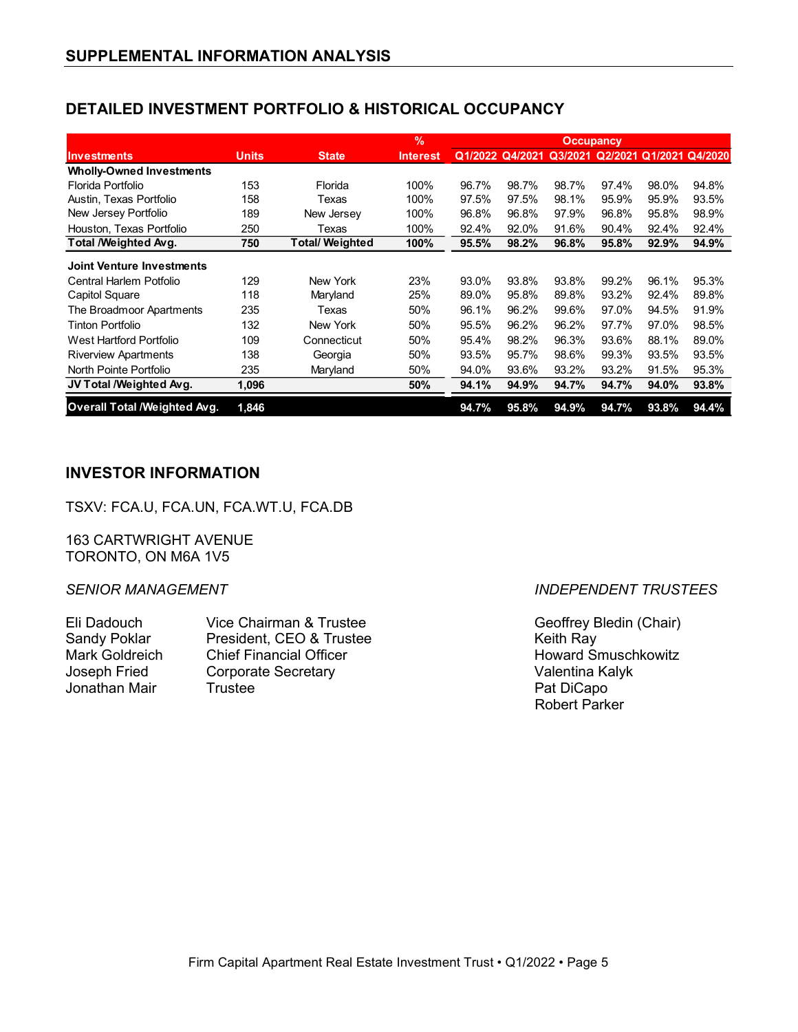## SUPPLEMENTAL INFORMATION ANALYSIS

## DETAILED INVESTMENT PORTFOLIO & HISTORICAL OCCUPANCY

| Investments | Units | State | % Interest | Occupancy Q1/2022 | Q4/2021 | Q3/2021 | Q2/2021 | Q1/2021 | Q4/2020 |
|---|---|---|---|---|---|---|---|---|---|
| **Wholly-Owned Investments** | | | | | | | | | |
| Florida Portfolio | 153 | Florida | 100% | 96.7% | 98.7% | 98.7% | 97.4% | 98.0% | 94.8% |
| Austin, Texas Portfolio | 158 | Texas | 100% | 97.5% | 97.5% | 98.1% | 95.9% | 95.9% | 93.5% |
| New Jersey Portfolio | 189 | New Jersey | 100% | 96.8% | 96.8% | 97.9% | 96.8% | 95.8% | 98.9% |
| Houston, Texas Portfolio | 250 | Texas | 100% | 92.4% | 92.0% | 91.6% | 90.4% | 92.4% | 92.4% |
| **Total /Weighted Avg.** | **750** | **Total/ Weighted** | **100%** | **95.5%** | **98.2%** | **96.8%** | **95.8%** | **92.9%** | **94.9%** |
| **Joint Venture Investments** | | | | | | | | | |
| Central Harlem Potfolio | 129 | New York | 23% | 93.0% | 93.8% | 93.8% | 99.2% | 96.1% | 95.3% |
| Capitol Square | 118 | Maryland | 25% | 89.0% | 95.8% | 89.8% | 93.2% | 92.4% | 89.8% |
| The Broadmoor Apartments | 235 | Texas | 50% | 96.1% | 96.2% | 99.6% | 97.0% | 94.5% | 91.9% |
| Tinton Portfolio | 132 | New York | 50% | 95.5% | 96.2% | 96.2% | 97.7% | 97.0% | 98.5% |
| West Hartford Portfolio | 109 | Connecticut | 50% | 95.4% | 98.2% | 96.3% | 93.6% | 88.1% | 89.0% |
| Riverview Apartments | 138 | Georgia | 50% | 93.5% | 95.7% | 98.6% | 99.3% | 93.5% | 93.5% |
| North Pointe Portfolio | 235 | Maryland | 50% | 94.0% | 93.6% | 93.2% | 93.2% | 91.5% | 95.3% |
| **JV Total /Weighted Avg.** | **1,096** | | **50%** | **94.1%** | **94.9%** | **94.7%** | **94.7%** | **94.0%** | **93.8%** |
| **Overall Total /Weighted Avg.** | **1,846** | | | **94.7%** | **95.8%** | **94.9%** | **94.7%** | **93.8%** | **94.4%** |

## INVESTOR INFORMATION

TSXV: FCA.U, FCA.UN, FCA.WT.U, FCA.DB

163 CARTWRIGHT AVENUE
TORONTO, ON M6A 1V5

*SENIOR MANAGEMENT*

Eli Dadouch — Vice Chairman & Trustee
Sandy Poklar — President, CEO & Trustee
Mark Goldreich — Chief Financial Officer
Joseph Fried — Corporate Secretary
Jonathan Mair — Trustee

*INDEPENDENT TRUSTEES*

Geoffrey Bledin (Chair)
Keith Ray
Howard Smuschkowitz
Valentina Kalyk
Pat DiCapo
Robert Parker